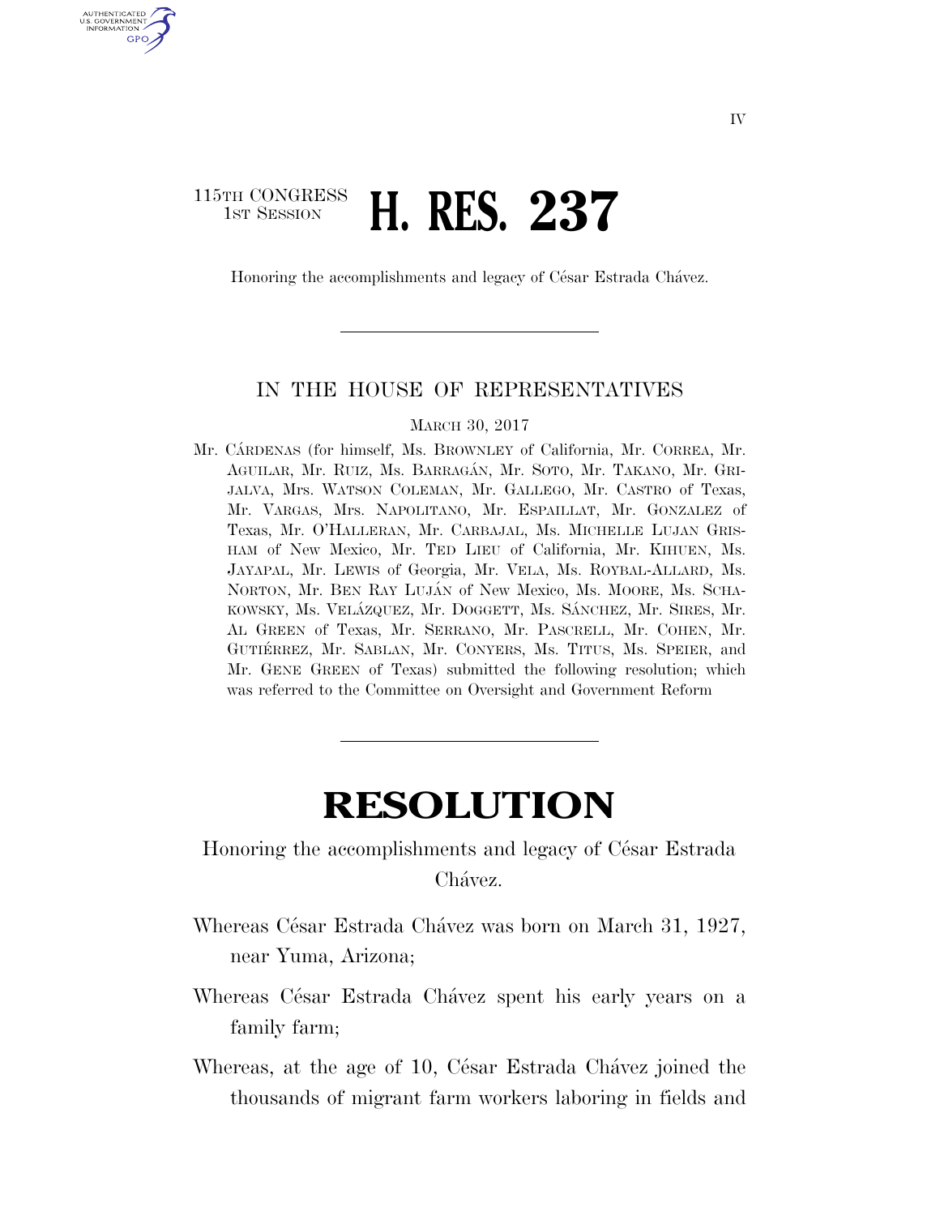115TH CONGRESS
1ST SESSION

# H. RES. 237

Honoring the accomplishments and legacy of César Estrada Chávez.

IN THE HOUSE OF REPRESENTATIVES

MARCH 30, 2017

Mr. CÁRDENAS (for himself, Ms. BROWNLEY of California, Mr. CORREA, Mr. AGUILAR, Mr. RUIZ, Ms. BARRAGÁN, Mr. SOTO, Mr. TAKANO, Mr. GRIJALVA, Mrs. WATSON COLEMAN, Mr. GALLEGO, Mr. CASTRO of Texas, Mr. VARGAS, Mrs. NAPOLITANO, Mr. ESPAILLAT, Mr. GONZALEZ of Texas, Mr. O'HALLERAN, Mr. CARBAJAL, Ms. MICHELLE LUJAN GRISHAM of New Mexico, Mr. TED LIEU of California, Mr. KIHUEN, Ms. JAYAPAL, Mr. LEWIS of Georgia, Mr. VELA, Ms. ROYBAL-ALLARD, Ms. NORTON, Mr. BEN RAY LUJÁN of New Mexico, Ms. MOORE, Ms. SCHAKOWSKY, Ms. VELÁZQUEZ, Mr. DOGGETT, Ms. SÁNCHEZ, Mr. SIRES, Mr. AL GREEN of Texas, Mr. SERRANO, Mr. PASCRELL, Mr. COHEN, Mr. GUTIÉRREZ, Mr. SABLAN, Mr. CONYERS, Ms. TITUS, Ms. SPEIER, and Mr. GENE GREEN of Texas) submitted the following resolution; which was referred to the Committee on Oversight and Government Reform

# RESOLUTION

Honoring the accomplishments and legacy of César Estrada Chávez.

Whereas César Estrada Chávez was born on March 31, 1927, near Yuma, Arizona;

Whereas César Estrada Chávez spent his early years on a family farm;

Whereas, at the age of 10, César Estrada Chávez joined the thousands of migrant farm workers laboring in fields and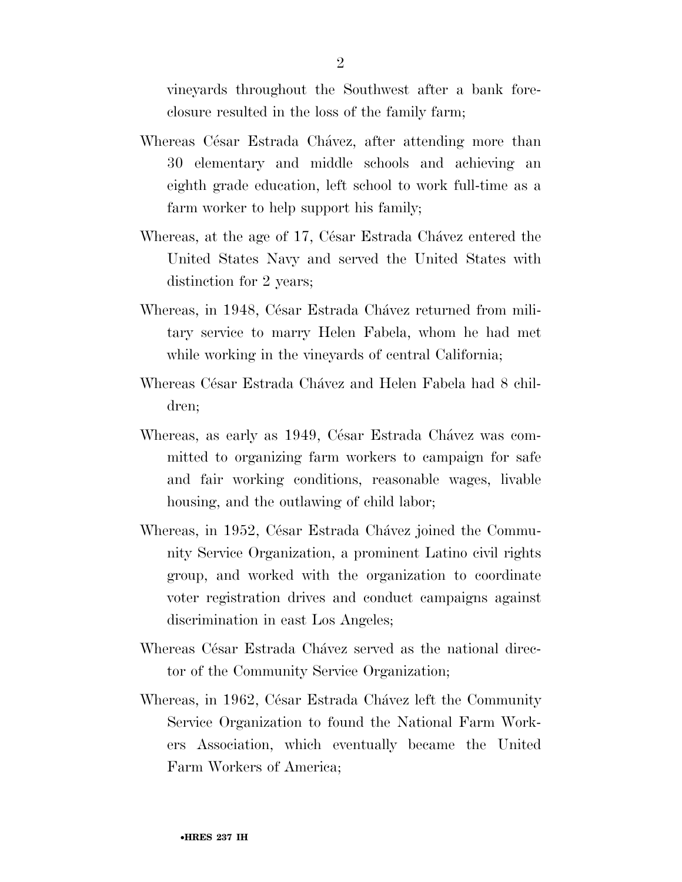vineyards throughout the Southwest after a bank foreclosure resulted in the loss of the family farm;

Whereas César Estrada Chávez, after attending more than 30 elementary and middle schools and achieving an eighth grade education, left school to work full-time as a farm worker to help support his family;

Whereas, at the age of 17, César Estrada Chávez entered the United States Navy and served the United States with distinction for 2 years;

Whereas, in 1948, César Estrada Chávez returned from military service to marry Helen Fabela, whom he had met while working in the vineyards of central California;

Whereas César Estrada Chávez and Helen Fabela had 8 children;

Whereas, as early as 1949, César Estrada Chávez was committed to organizing farm workers to campaign for safe and fair working conditions, reasonable wages, livable housing, and the outlawing of child labor;

Whereas, in 1952, César Estrada Chávez joined the Community Service Organization, a prominent Latino civil rights group, and worked with the organization to coordinate voter registration drives and conduct campaigns against discrimination in east Los Angeles;

Whereas César Estrada Chávez served as the national director of the Community Service Organization;

Whereas, in 1962, César Estrada Chávez left the Community Service Organization to found the National Farm Workers Association, which eventually became the United Farm Workers of America;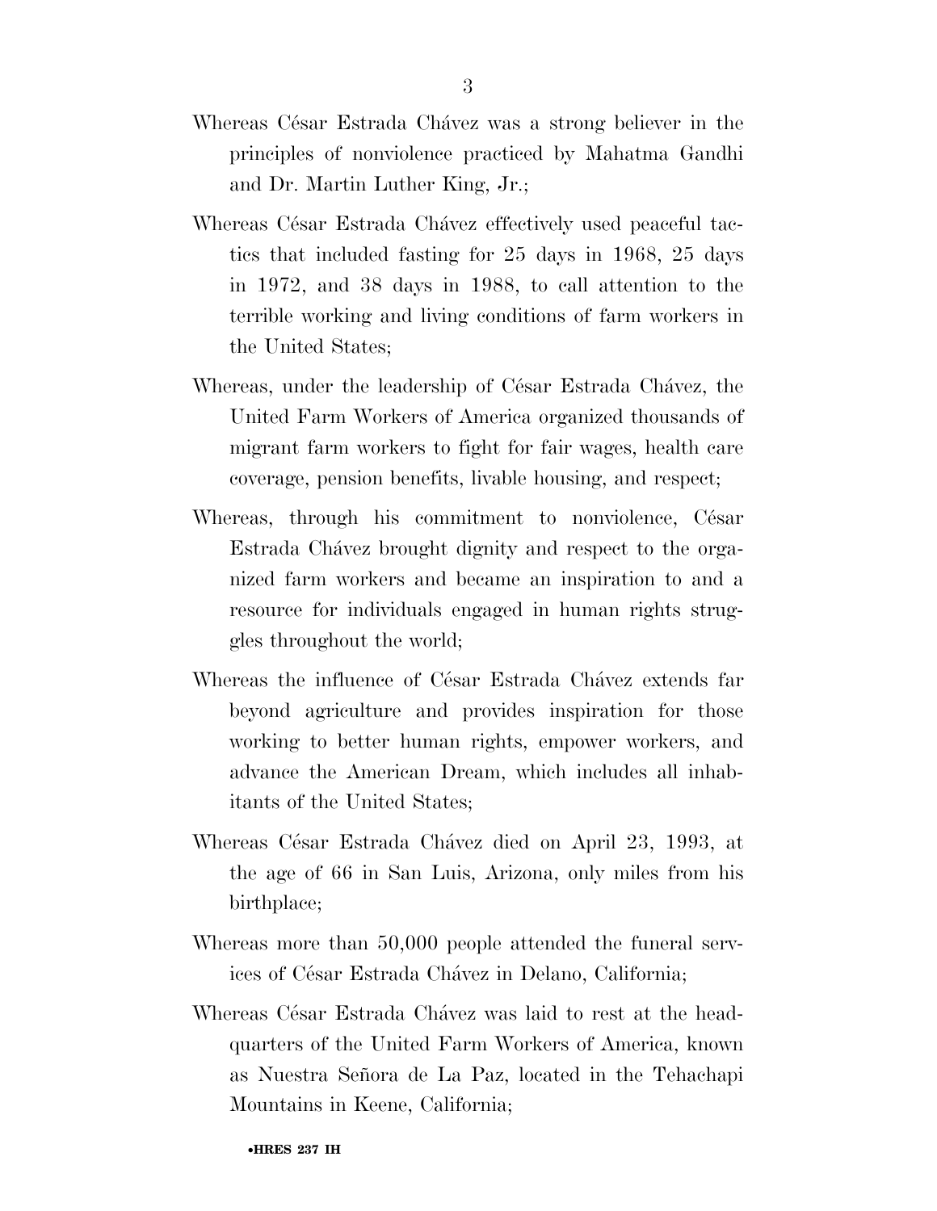Whereas César Estrada Chávez was a strong believer in the principles of nonviolence practiced by Mahatma Gandhi and Dr. Martin Luther King, Jr.;

Whereas César Estrada Chávez effectively used peaceful tactics that included fasting for 25 days in 1968, 25 days in 1972, and 38 days in 1988, to call attention to the terrible working and living conditions of farm workers in the United States;

Whereas, under the leadership of César Estrada Chávez, the United Farm Workers of America organized thousands of migrant farm workers to fight for fair wages, health care coverage, pension benefits, livable housing, and respect;

Whereas, through his commitment to nonviolence, César Estrada Chávez brought dignity and respect to the organized farm workers and became an inspiration to and a resource for individuals engaged in human rights struggles throughout the world;

Whereas the influence of César Estrada Chávez extends far beyond agriculture and provides inspiration for those working to better human rights, empower workers, and advance the American Dream, which includes all inhabitants of the United States;

Whereas César Estrada Chávez died on April 23, 1993, at the age of 66 in San Luis, Arizona, only miles from his birthplace;

Whereas more than 50,000 people attended the funeral services of César Estrada Chávez in Delano, California;

Whereas César Estrada Chávez was laid to rest at the headquarters of the United Farm Workers of America, known as Nuestra Señora de La Paz, located in the Tehachapi Mountains in Keene, California;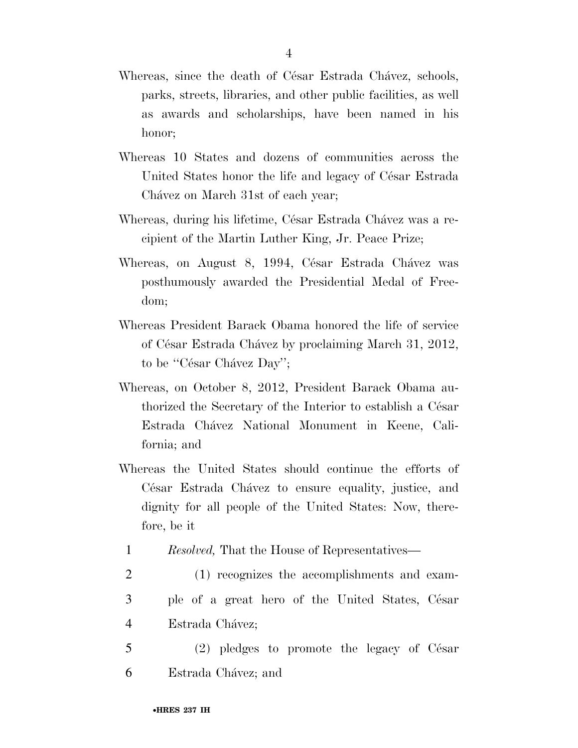Whereas, since the death of César Estrada Chávez, schools, parks, streets, libraries, and other public facilities, as well as awards and scholarships, have been named in his honor;

Whereas 10 States and dozens of communities across the United States honor the life and legacy of César Estrada Chávez on March 31st of each year;

Whereas, during his lifetime, César Estrada Chávez was a recipient of the Martin Luther King, Jr. Peace Prize;

Whereas, on August 8, 1994, César Estrada Chávez was posthumously awarded the Presidential Medal of Freedom;

Whereas President Barack Obama honored the life of service of César Estrada Chávez by proclaiming March 31, 2012, to be "César Chávez Day";

Whereas, on October 8, 2012, President Barack Obama authorized the Secretary of the Interior to establish a César Estrada Chávez National Monument in Keene, California; and

Whereas the United States should continue the efforts of César Estrada Chávez to ensure equality, justice, and dignity for all people of the United States: Now, therefore, be it

1 *Resolved,* That the House of Representatives—

2 (1) recognizes the accomplishments and exam-
3 ple of a great hero of the United States, César
4 Estrada Chávez;

5 (2) pledges to promote the legacy of César
6 Estrada Chávez; and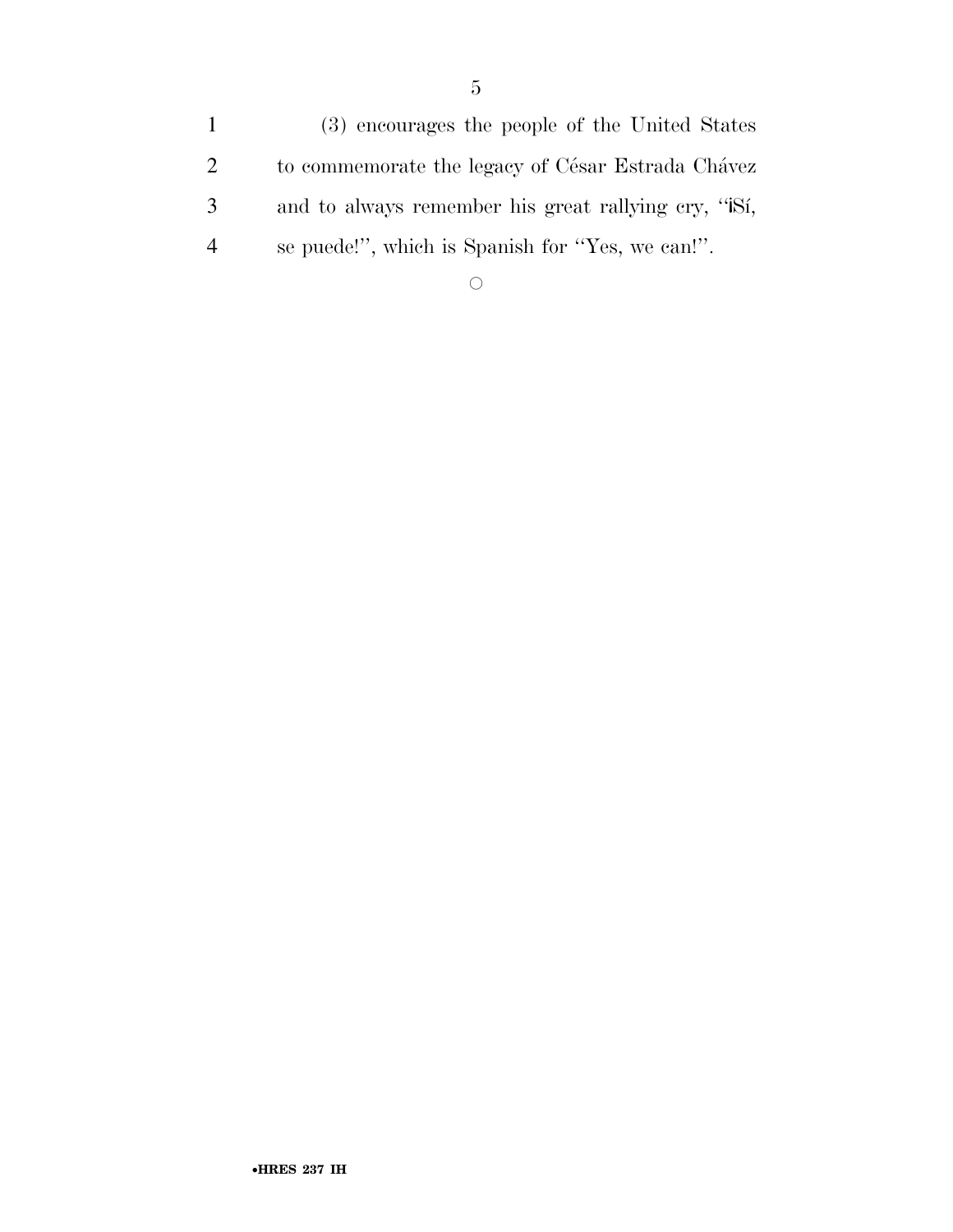(3) encourages the people of the United States to commemorate the legacy of César Estrada Chávez and to always remember his great rallying cry, "¡Sí, se puede!", which is Spanish for "Yes, we can!".

○